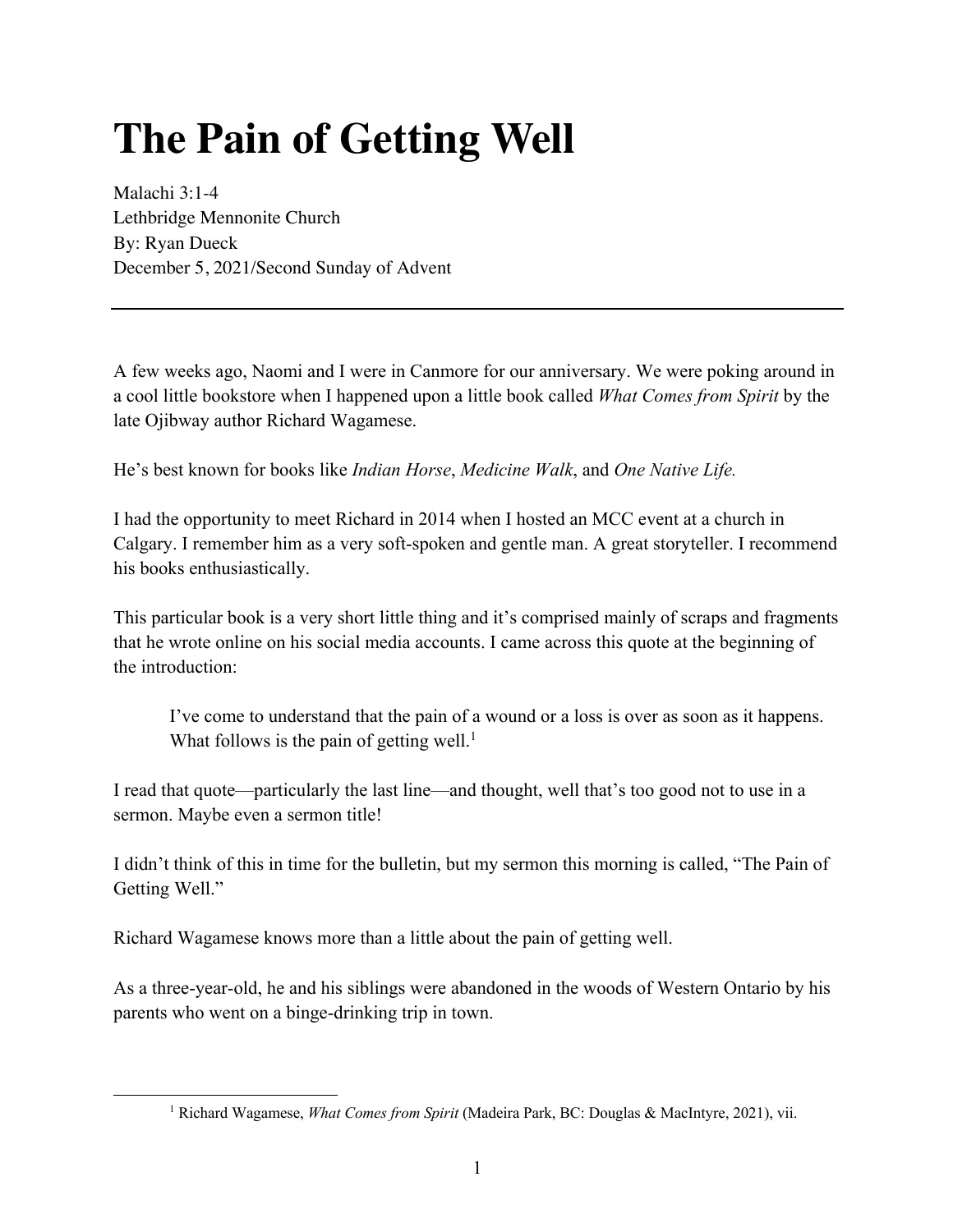# The Pain of Getting Well

Malachi 3:1-4
Lethbridge Mennonite Church
By: Ryan Dueck
December 5, 2021/Second Sunday of Advent

---

A few weeks ago, Naomi and I were in Canmore for our anniversary. We were poking around in a cool little bookstore when I happened upon a little book called *What Comes from Spirit* by the late Ojibway author Richard Wagamese.

He's best known for books like *Indian Horse*, *Medicine Walk*, and *One Native Life.*

I had the opportunity to meet Richard in 2014 when I hosted an MCC event at a church in Calgary. I remember him as a very soft-spoken and gentle man. A great storyteller. I recommend his books enthusiastically.

This particular book is a very short little thing and it's comprised mainly of scraps and fragments that he wrote online on his social media accounts. I came across this quote at the beginning of the introduction:

> I've come to understand that the pain of a wound or a loss is over as soon as it happens. What follows is the pain of getting well.[1]

I read that quote—particularly the last line—and thought, well that's too good not to use in a sermon. Maybe even a sermon title!

I didn't think of this in time for the bulletin, but my sermon this morning is called, "The Pain of Getting Well."

Richard Wagamese knows more than a little about the pain of getting well.

As a three-year-old, he and his siblings were abandoned in the woods of Western Ontario by his parents who went on a binge-drinking trip in town.

---

[1] Richard Wagamese, *What Comes from Spirit* (Madeira Park, BC: Douglas & MacIntyre, 2021), vii.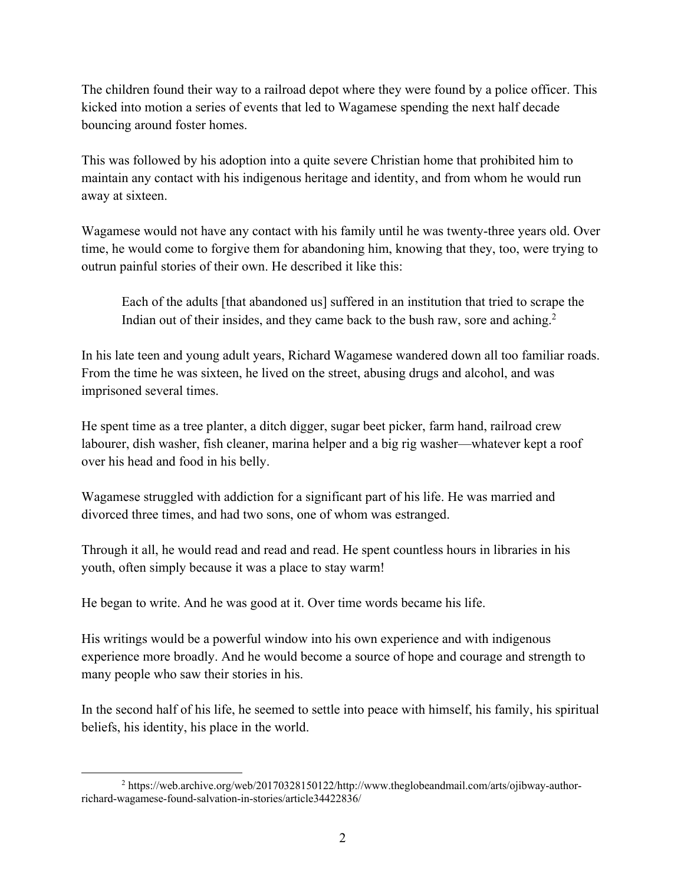The children found their way to a railroad depot where they were found by a police officer. This kicked into motion a series of events that led to Wagamese spending the next half decade bouncing around foster homes.

This was followed by his adoption into a quite severe Christian home that prohibited him to maintain any contact with his indigenous heritage and identity, and from whom he would run away at sixteen.

Wagamese would not have any contact with his family until he was twenty-three years old. Over time, he would come to forgive them for abandoning him, knowing that they, too, were trying to outrun painful stories of their own. He described it like this:

> Each of the adults [that abandoned us] suffered in an institution that tried to scrape the Indian out of their insides, and they came back to the bush raw, sore and aching.[2]

In his late teen and young adult years, Richard Wagamese wandered down all too familiar roads. From the time he was sixteen, he lived on the street, abusing drugs and alcohol, and was imprisoned several times.

He spent time as a tree planter, a ditch digger, sugar beet picker, farm hand, railroad crew labourer, dish washer, fish cleaner, marina helper and a big rig washer—whatever kept a roof over his head and food in his belly.

Wagamese struggled with addiction for a significant part of his life. He was married and divorced three times, and had two sons, one of whom was estranged.

Through it all, he would read and read and read. He spent countless hours in libraries in his youth, often simply because it was a place to stay warm!

He began to write. And he was good at it. Over time words became his life.

His writings would be a powerful window into his own experience and with indigenous experience more broadly. And he would become a source of hope and courage and strength to many people who saw their stories in his.

In the second half of his life, he seemed to settle into peace with himself, his family, his spiritual beliefs, his identity, his place in the world.

---

[2] https://web.archive.org/web/20170328150122/http://www.theglobeandmail.com/arts/ojibway-author-richard-wagamese-found-salvation-in-stories/article34422836/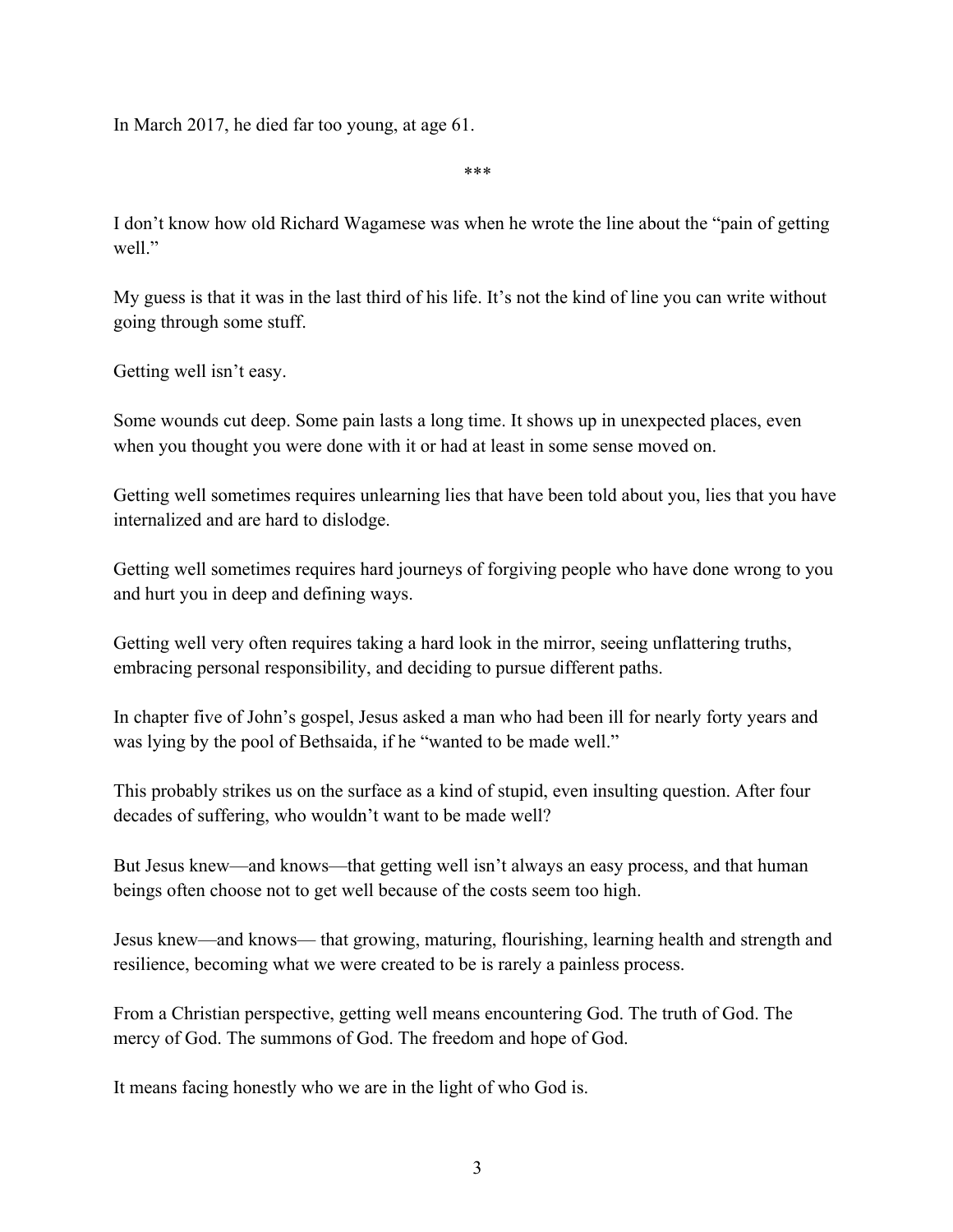In March 2017, he died far too young, at age 61.

***

I don't know how old Richard Wagamese was when he wrote the line about the "pain of getting well."

My guess is that it was in the last third of his life. It's not the kind of line you can write without going through some stuff.

Getting well isn't easy.

Some wounds cut deep. Some pain lasts a long time. It shows up in unexpected places, even when you thought you were done with it or had at least in some sense moved on.

Getting well sometimes requires unlearning lies that have been told about you, lies that you have internalized and are hard to dislodge.

Getting well sometimes requires hard journeys of forgiving people who have done wrong to you and hurt you in deep and defining ways.

Getting well very often requires taking a hard look in the mirror, seeing unflattering truths, embracing personal responsibility, and deciding to pursue different paths.

In chapter five of John's gospel, Jesus asked a man who had been ill for nearly forty years and was lying by the pool of Bethsaida, if he "wanted to be made well."

This probably strikes us on the surface as a kind of stupid, even insulting question. After four decades of suffering, who wouldn't want to be made well?

But Jesus knew—and knows—that getting well isn't always an easy process, and that human beings often choose not to get well because of the costs seem too high.

Jesus knew—and knows— that growing, maturing, flourishing, learning health and strength and resilience, becoming what we were created to be is rarely a painless process.

From a Christian perspective, getting well means encountering God. The truth of God. The mercy of God. The summons of God. The freedom and hope of God.

It means facing honestly who we are in the light of who God is.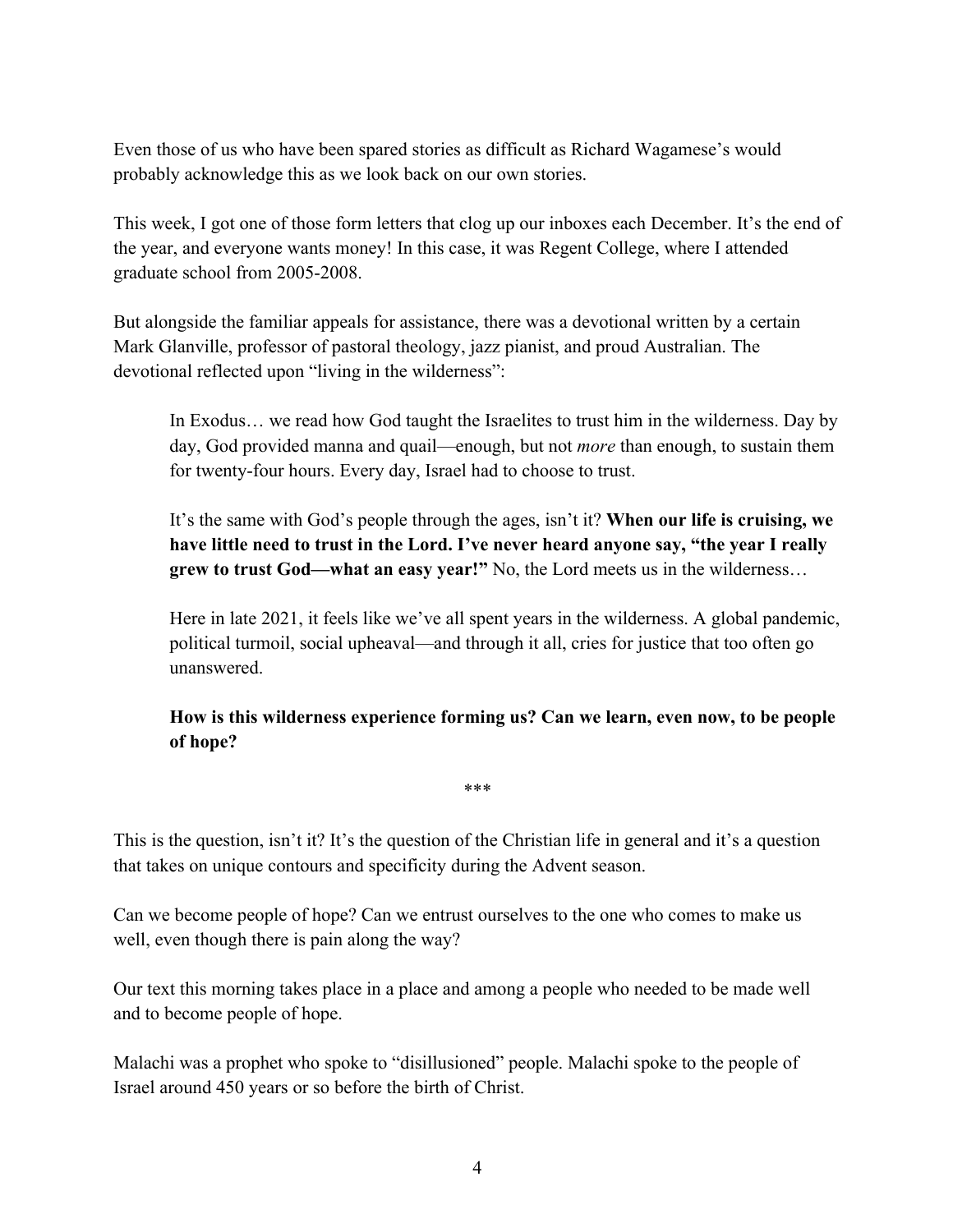Even those of us who have been spared stories as difficult as Richard Wagamese's would probably acknowledge this as we look back on our own stories.

This week, I got one of those form letters that clog up our inboxes each December. It's the end of the year, and everyone wants money! In this case, it was Regent College, where I attended graduate school from 2005-2008.

But alongside the familiar appeals for assistance, there was a devotional written by a certain Mark Glanville, professor of pastoral theology, jazz pianist, and proud Australian. The devotional reflected upon "living in the wilderness":

> In Exodus… we read how God taught the Israelites to trust him in the wilderness. Day by day, God provided manna and quail—enough, but not *more* than enough, to sustain them for twenty-four hours. Every day, Israel had to choose to trust.
>
> It's the same with God's people through the ages, isn't it? **When our life is cruising, we have little need to trust in the Lord. I've never heard anyone say, "the year I really grew to trust God—what an easy year!"** No, the Lord meets us in the wilderness…
>
> Here in late 2021, it feels like we've all spent years in the wilderness. A global pandemic, political turmoil, social upheaval—and through it all, cries for justice that too often go unanswered.
>
> **How is this wilderness experience forming us? Can we learn, even now, to be people of hope?**

\*\*\*

This is the question, isn't it? It's the question of the Christian life in general and it's a question that takes on unique contours and specificity during the Advent season.

Can we become people of hope? Can we entrust ourselves to the one who comes to make us well, even though there is pain along the way?

Our text this morning takes place in a place and among a people who needed to be made well and to become people of hope.

Malachi was a prophet who spoke to "disillusioned" people. Malachi spoke to the people of Israel around 450 years or so before the birth of Christ.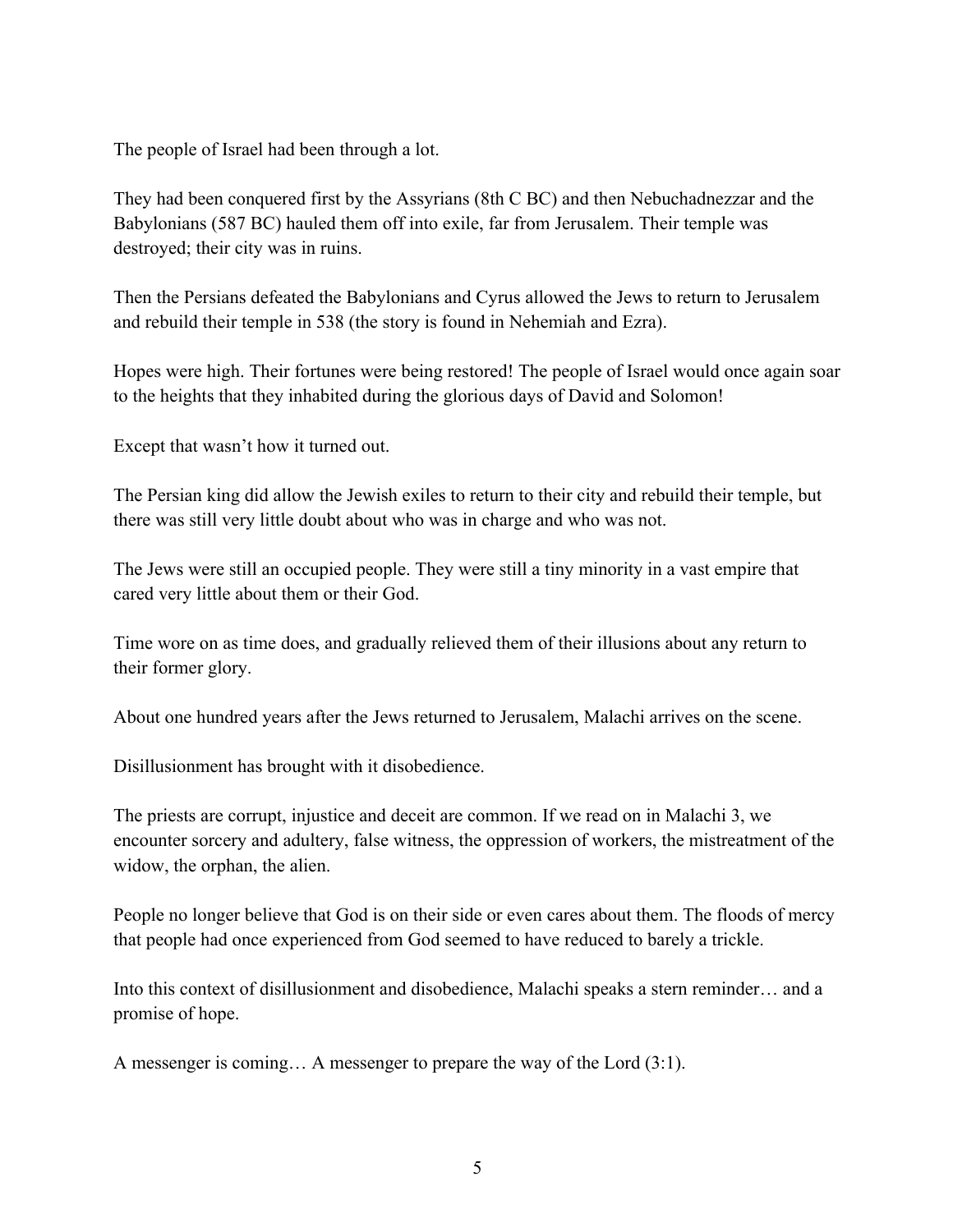The people of Israel had been through a lot.

They had been conquered first by the Assyrians (8th C BC) and then Nebuchadnezzar and the Babylonians (587 BC) hauled them off into exile, far from Jerusalem. Their temple was destroyed; their city was in ruins.

Then the Persians defeated the Babylonians and Cyrus allowed the Jews to return to Jerusalem and rebuild their temple in 538 (the story is found in Nehemiah and Ezra).

Hopes were high. Their fortunes were being restored! The people of Israel would once again soar to the heights that they inhabited during the glorious days of David and Solomon!

Except that wasn't how it turned out.

The Persian king did allow the Jewish exiles to return to their city and rebuild their temple, but there was still very little doubt about who was in charge and who was not.

The Jews were still an occupied people. They were still a tiny minority in a vast empire that cared very little about them or their God.

Time wore on as time does, and gradually relieved them of their illusions about any return to their former glory.

About one hundred years after the Jews returned to Jerusalem, Malachi arrives on the scene.

Disillusionment has brought with it disobedience.

The priests are corrupt, injustice and deceit are common. If we read on in Malachi 3, we encounter sorcery and adultery, false witness, the oppression of workers, the mistreatment of the widow, the orphan, the alien.

People no longer believe that God is on their side or even cares about them. The floods of mercy that people had once experienced from God seemed to have reduced to barely a trickle.

Into this context of disillusionment and disobedience, Malachi speaks a stern reminder… and a promise of hope.

A messenger is coming… A messenger to prepare the way of the Lord (3:1).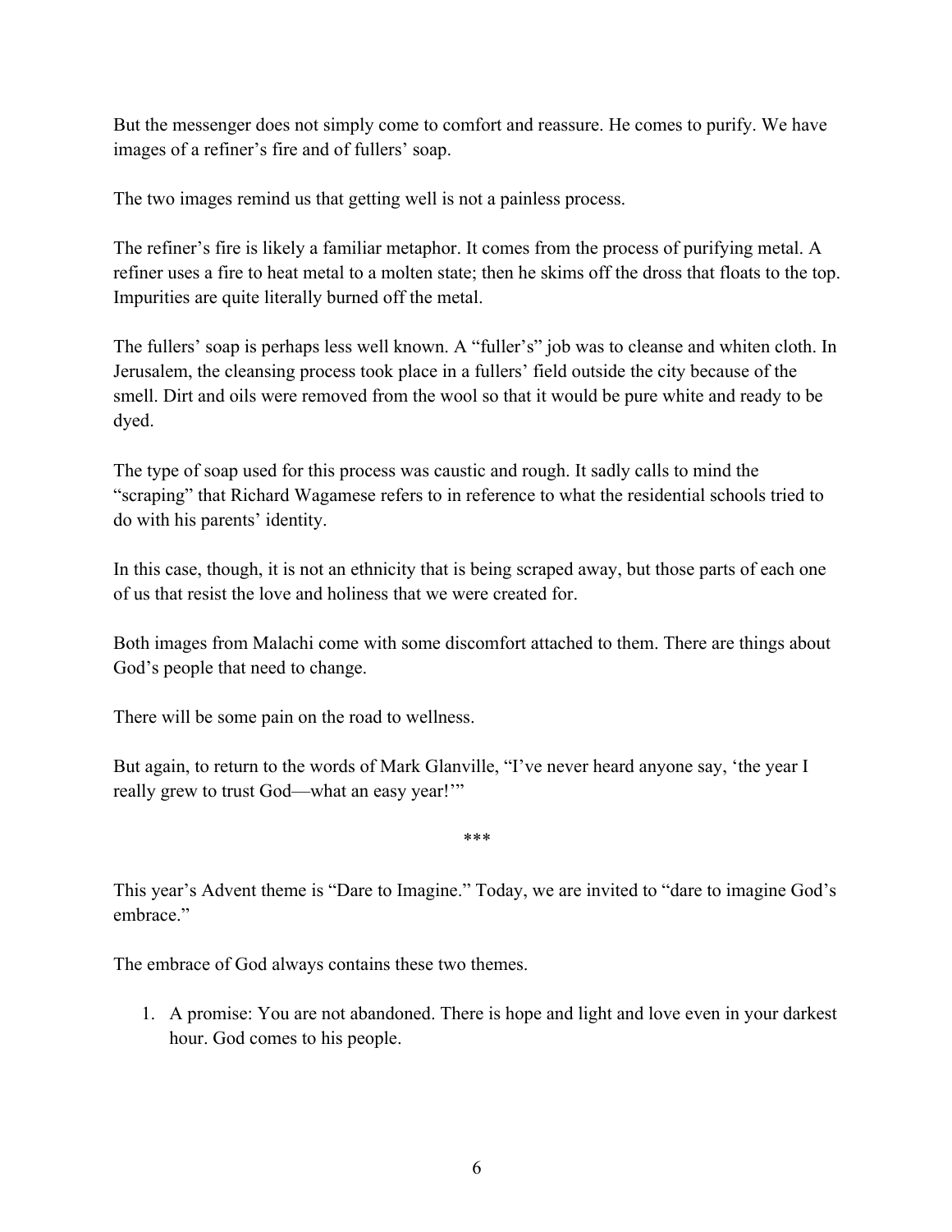But the messenger does not simply come to comfort and reassure. He comes to purify. We have images of a refiner's fire and of fullers' soap.

The two images remind us that getting well is not a painless process.

The refiner's fire is likely a familiar metaphor. It comes from the process of purifying metal. A refiner uses a fire to heat metal to a molten state; then he skims off the dross that floats to the top. Impurities are quite literally burned off the metal.

The fullers' soap is perhaps less well known. A "fuller's" job was to cleanse and whiten cloth. In Jerusalem, the cleansing process took place in a fullers' field outside the city because of the smell. Dirt and oils were removed from the wool so that it would be pure white and ready to be dyed.

The type of soap used for this process was caustic and rough. It sadly calls to mind the "scraping" that Richard Wagamese refers to in reference to what the residential schools tried to do with his parents' identity.

In this case, though, it is not an ethnicity that is being scraped away, but those parts of each one of us that resist the love and holiness that we were created for.

Both images from Malachi come with some discomfort attached to them. There are things about God's people that need to change.

There will be some pain on the road to wellness.

But again, to return to the words of Mark Glanville, "I've never heard anyone say, 'the year I really grew to trust God—what an easy year!'"

***

This year's Advent theme is "Dare to Imagine." Today, we are invited to "dare to imagine God's embrace."

The embrace of God always contains these two themes.

1. A promise: You are not abandoned. There is hope and light and love even in your darkest hour. God comes to his people.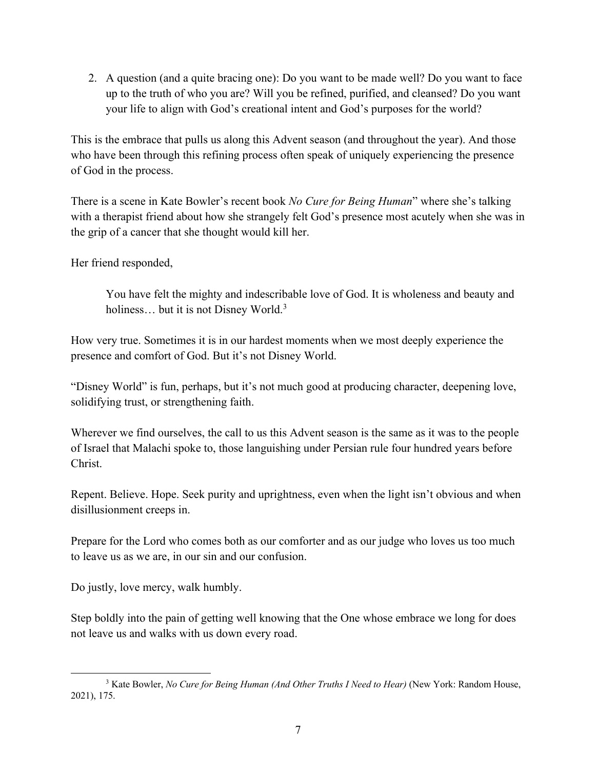2. A question (and a quite bracing one): Do you want to be made well? Do you want to face up to the truth of who you are? Will you be refined, purified, and cleansed? Do you want your life to align with God's creational intent and God's purposes for the world?

This is the embrace that pulls us along this Advent season (and throughout the year). And those who have been through this refining process often speak of uniquely experiencing the presence of God in the process.

There is a scene in Kate Bowler's recent book *No Cure for Being Human*" where she's talking with a therapist friend about how she strangely felt God's presence most acutely when she was in the grip of a cancer that she thought would kill her.

Her friend responded,

> You have felt the mighty and indescribable love of God. It is wholeness and beauty and holiness… but it is not Disney World.[3]

How very true. Sometimes it is in our hardest moments when we most deeply experience the presence and comfort of God. But it's not Disney World.

"Disney World" is fun, perhaps, but it's not much good at producing character, deepening love, solidifying trust, or strengthening faith.

Wherever we find ourselves, the call to us this Advent season is the same as it was to the people of Israel that Malachi spoke to, those languishing under Persian rule four hundred years before Christ.

Repent. Believe. Hope. Seek purity and uprightness, even when the light isn't obvious and when disillusionment creeps in.

Prepare for the Lord who comes both as our comforter and as our judge who loves us too much to leave us as we are, in our sin and our confusion.

Do justly, love mercy, walk humbly.

Step boldly into the pain of getting well knowing that the One whose embrace we long for does not leave us and walks with us down every road.

---

[3] Kate Bowler, *No Cure for Being Human (And Other Truths I Need to Hear)* (New York: Random House, 2021), 175.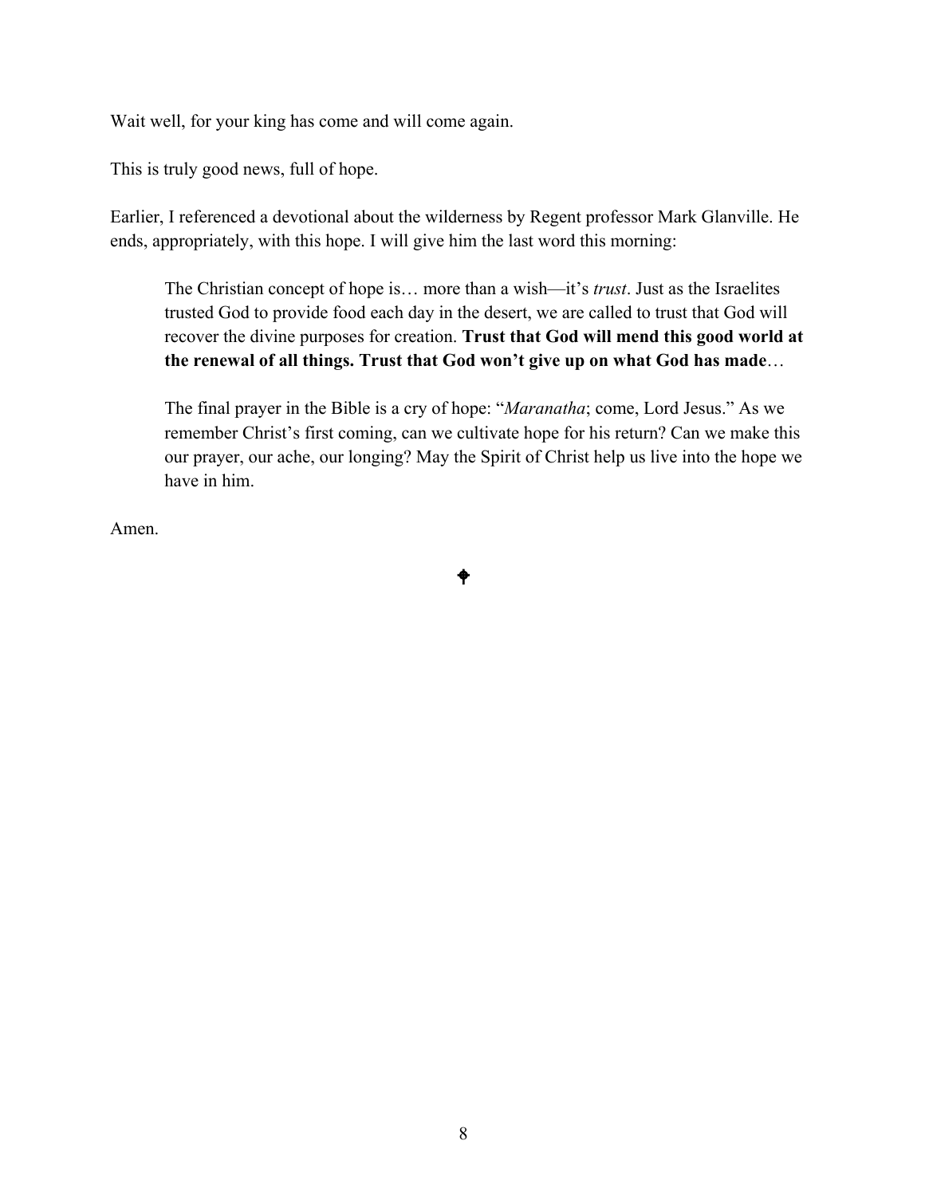Wait well, for your king has come and will come again.

This is truly good news, full of hope.

Earlier, I referenced a devotional about the wilderness by Regent professor Mark Glanville. He ends, appropriately, with this hope. I will give him the last word this morning:

> The Christian concept of hope is… more than a wish—it's *trust*. Just as the Israelites trusted God to provide food each day in the desert, we are called to trust that God will recover the divine purposes for creation. **Trust that God will mend this good world at the renewal of all things. Trust that God won't give up on what God has made**…
>
> The final prayer in the Bible is a cry of hope: "*Maranatha*; come, Lord Jesus." As we remember Christ's first coming, can we cultivate hope for his return? Can we make this our prayer, our ache, our longing? May the Spirit of Christ help us live into the hope we have in him.

Amen.